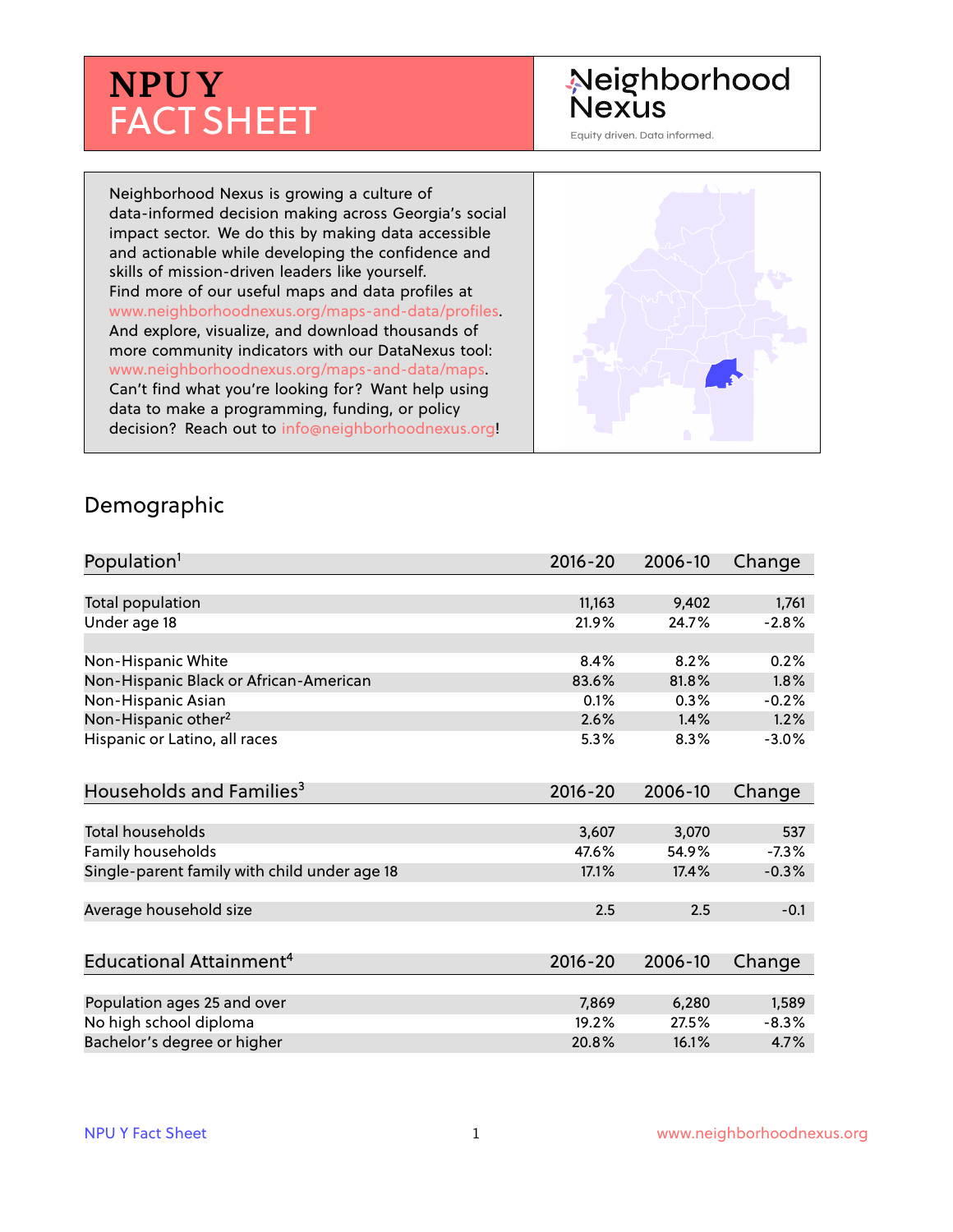# NPU Y FACT SHEET

Neighborhood Nexus

Equity driven. Data informed.

Neighborhood Nexus is growing a culture of data-informed decision making across Georgia's social impact sector. We do this by making data accessible and actionable while developing the confidence and skills of mission-driven leaders like yourself. Find more of our useful maps and data profiles at www.neighborhoodnexus.org/maps-and-data/profiles. And explore, visualize, and download thousands of more community indicators with our DataNexus tool: www.neighborhoodnexus.org/maps-and-data/maps. Can't find what you're looking for? Want help using data to make a programming, funding, or policy decision? Reach out to info@neighborhoodnexus.org!

## Demographic

| Population[1] | 2016-20 | 2006-10 | Change |
|---|---|---|---|
| Total population | 11,163 | 9,402 | 1,761 |
| Under age 18 | 21.9% | 24.7% | -2.8% |
| | | | |
| Non-Hispanic White | 8.4% | 8.2% | 0.2% |
| Non-Hispanic Black or African-American | 83.6% | 81.8% | 1.8% |
| Non-Hispanic Asian | 0.1% | 0.3% | -0.2% |
| Non-Hispanic other[2] | 2.6% | 1.4% | 1.2% |
| Hispanic or Latino, all races | 5.3% | 8.3% | -3.0% |

| Households and Families[3] | 2016-20 | 2006-10 | Change |
|---|---|---|---|
| Total households | 3,607 | 3,070 | 537 |
| Family households | 47.6% | 54.9% | -7.3% |
| Single-parent family with child under age 18 | 17.1% | 17.4% | -0.3% |
| | | | |
| Average household size | 2.5 | 2.5 | -0.1 |

| Educational Attainment[4] | 2016-20 | 2006-10 | Change |
|---|---|---|---|
| Population ages 25 and over | 7,869 | 6,280 | 1,589 |
| No high school diploma | 19.2% | 27.5% | -8.3% |
| Bachelor's degree or higher | 20.8% | 16.1% | 4.7% |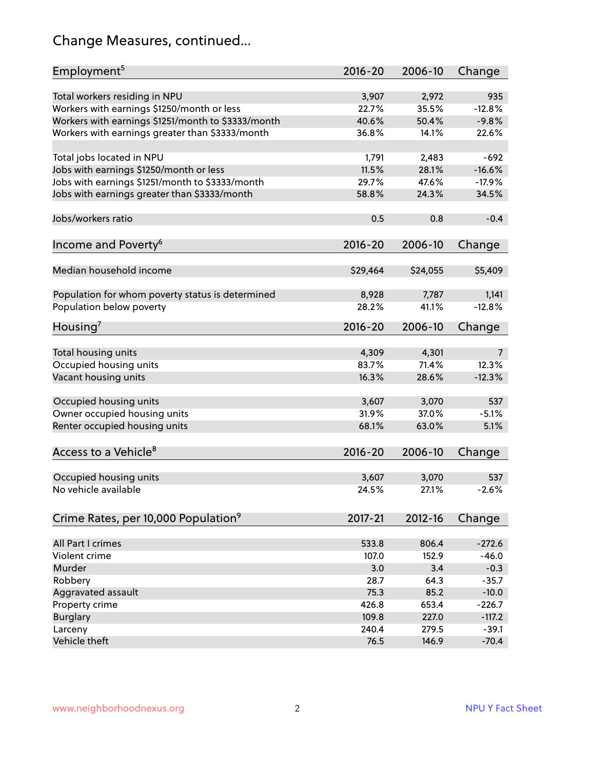## Change Measures, continued...

| Employment[5] | 2016-20 | 2006-10 | Change |
|---|---|---|---|
| Total workers residing in NPU | 3,907 | 2,972 | 935 |
| Workers with earnings $1250/month or less | 22.7% | 35.5% | -12.8% |
| Workers with earnings $1251/month to $3333/month | 40.6% | 50.4% | -9.8% |
| Workers with earnings greater than $3333/month | 36.8% | 14.1% | 22.6% |
| | | | |
| Total jobs located in NPU | 1,791 | 2,483 | -692 |
| Jobs with earnings $1250/month or less | 11.5% | 28.1% | -16.6% |
| Jobs with earnings $1251/month to $3333/month | 29.7% | 47.6% | -17.9% |
| Jobs with earnings greater than $3333/month | 58.8% | 24.3% | 34.5% |
| | | | |
| Jobs/workers ratio | 0.5 | 0.8 | -0.4 |

| Income and Poverty[6] | 2016-20 | 2006-10 | Change |
|---|---|---|---|
| Median household income | $29,464 | $24,055 | $5,409 |
| | | | |
| Population for whom poverty status is determined | 8,928 | 7,787 | 1,141 |
| Population below poverty | 28.2% | 41.1% | -12.8% |

| Housing[7] | 2016-20 | 2006-10 | Change |
|---|---|---|---|
| Total housing units | 4,309 | 4,301 | 7 |
| Occupied housing units | 83.7% | 71.4% | 12.3% |
| Vacant housing units | 16.3% | 28.6% | -12.3% |
| | | | |
| Occupied housing units | 3,607 | 3,070 | 537 |
| Owner occupied housing units | 31.9% | 37.0% | -5.1% |
| Renter occupied housing units | 68.1% | 63.0% | 5.1% |

| Access to a Vehicle[8] | 2016-20 | 2006-10 | Change |
|---|---|---|---|
| Occupied housing units | 3,607 | 3,070 | 537 |
| No vehicle available | 24.5% | 27.1% | -2.6% |

| Crime Rates, per 10,000 Population[9] | 2017-21 | 2012-16 | Change |
|---|---|---|---|
| All Part I crimes | 533.8 | 806.4 | -272.6 |
| Violent crime | 107.0 | 152.9 | -46.0 |
| Murder | 3.0 | 3.4 | -0.3 |
| Robbery | 28.7 | 64.3 | -35.7 |
| Aggravated assault | 75.3 | 85.2 | -10.0 |
| Property crime | 426.8 | 653.4 | -226.7 |
| Burglary | 109.8 | 227.0 | -117.2 |
| Larceny | 240.4 | 279.5 | -39.1 |
| Vehicle theft | 76.5 | 146.9 | -70.4 |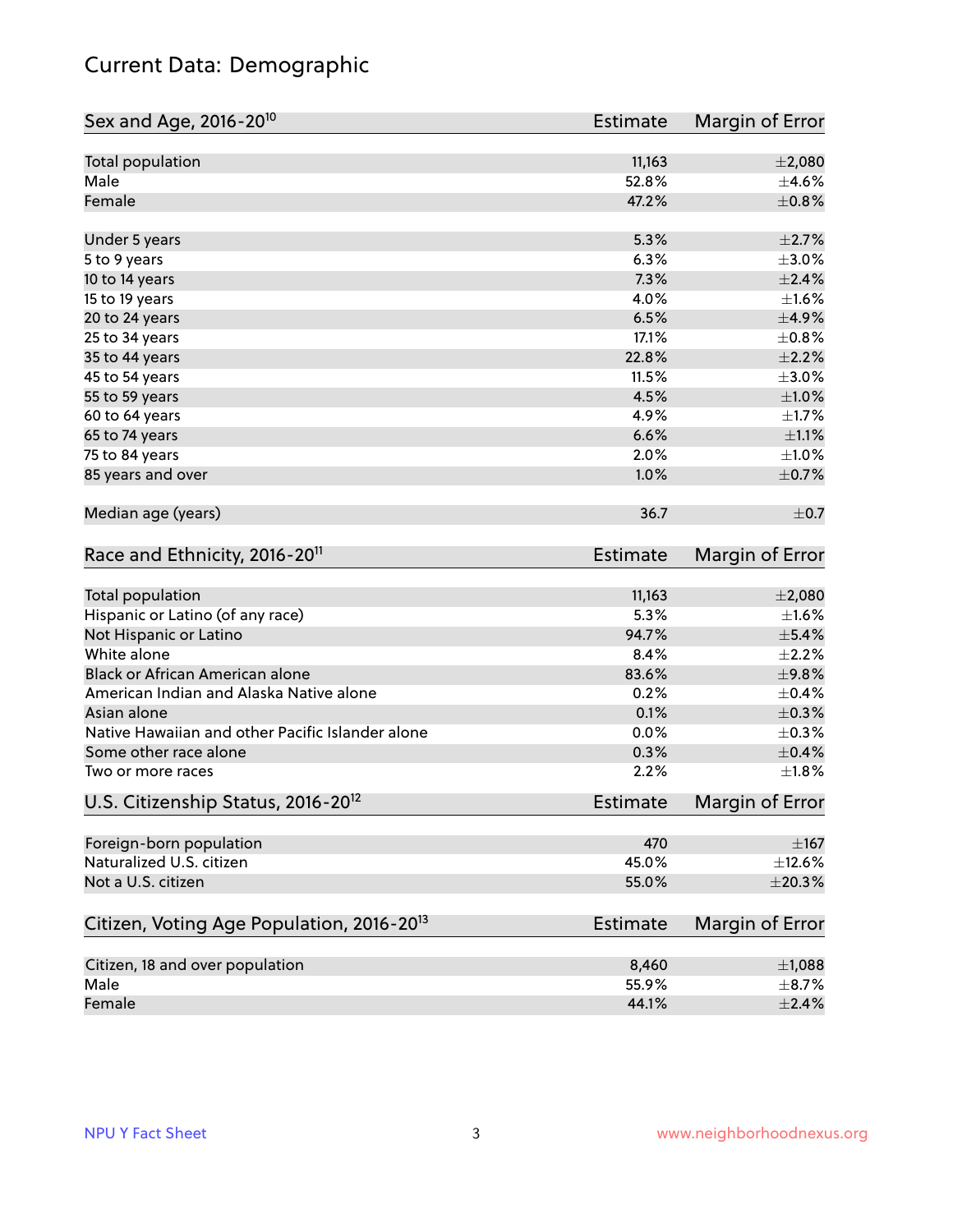# Current Data: Demographic

| Sex and Age, 2016-20[10] | Estimate | Margin of Error |
|---|---|---|
| Total population | 11,163 | ±2,080 |
| Male | 52.8% | ±4.6% |
| Female | 47.2% | ±0.8% |
| Under 5 years | 5.3% | ±2.7% |
| 5 to 9 years | 6.3% | ±3.0% |
| 10 to 14 years | 7.3% | ±2.4% |
| 15 to 19 years | 4.0% | ±1.6% |
| 20 to 24 years | 6.5% | ±4.9% |
| 25 to 34 years | 17.1% | ±0.8% |
| 35 to 44 years | 22.8% | ±2.2% |
| 45 to 54 years | 11.5% | ±3.0% |
| 55 to 59 years | 4.5% | ±1.0% |
| 60 to 64 years | 4.9% | ±1.7% |
| 65 to 74 years | 6.6% | ±1.1% |
| 75 to 84 years | 2.0% | ±1.0% |
| 85 years and over | 1.0% | ±0.7% |
| Median age (years) | 36.7 | ±0.7 |

| Race and Ethnicity, 2016-20[11] | Estimate | Margin of Error |
|---|---|---|
| Total population | 11,163 | ±2,080 |
| Hispanic or Latino (of any race) | 5.3% | ±1.6% |
| Not Hispanic or Latino | 94.7% | ±5.4% |
| White alone | 8.4% | ±2.2% |
| Black or African American alone | 83.6% | ±9.8% |
| American Indian and Alaska Native alone | 0.2% | ±0.4% |
| Asian alone | 0.1% | ±0.3% |
| Native Hawaiian and other Pacific Islander alone | 0.0% | ±0.3% |
| Some other race alone | 0.3% | ±0.4% |
| Two or more races | 2.2% | ±1.8% |

| U.S. Citizenship Status, 2016-20[12] | Estimate | Margin of Error |
|---|---|---|
| Foreign-born population | 470 | ±167 |
| Naturalized U.S. citizen | 45.0% | ±12.6% |
| Not a U.S. citizen | 55.0% | ±20.3% |

| Citizen, Voting Age Population, 2016-20[13] | Estimate | Margin of Error |
|---|---|---|
| Citizen, 18 and over population | 8,460 | ±1,088 |
| Male | 55.9% | ±8.7% |
| Female | 44.1% | ±2.4% |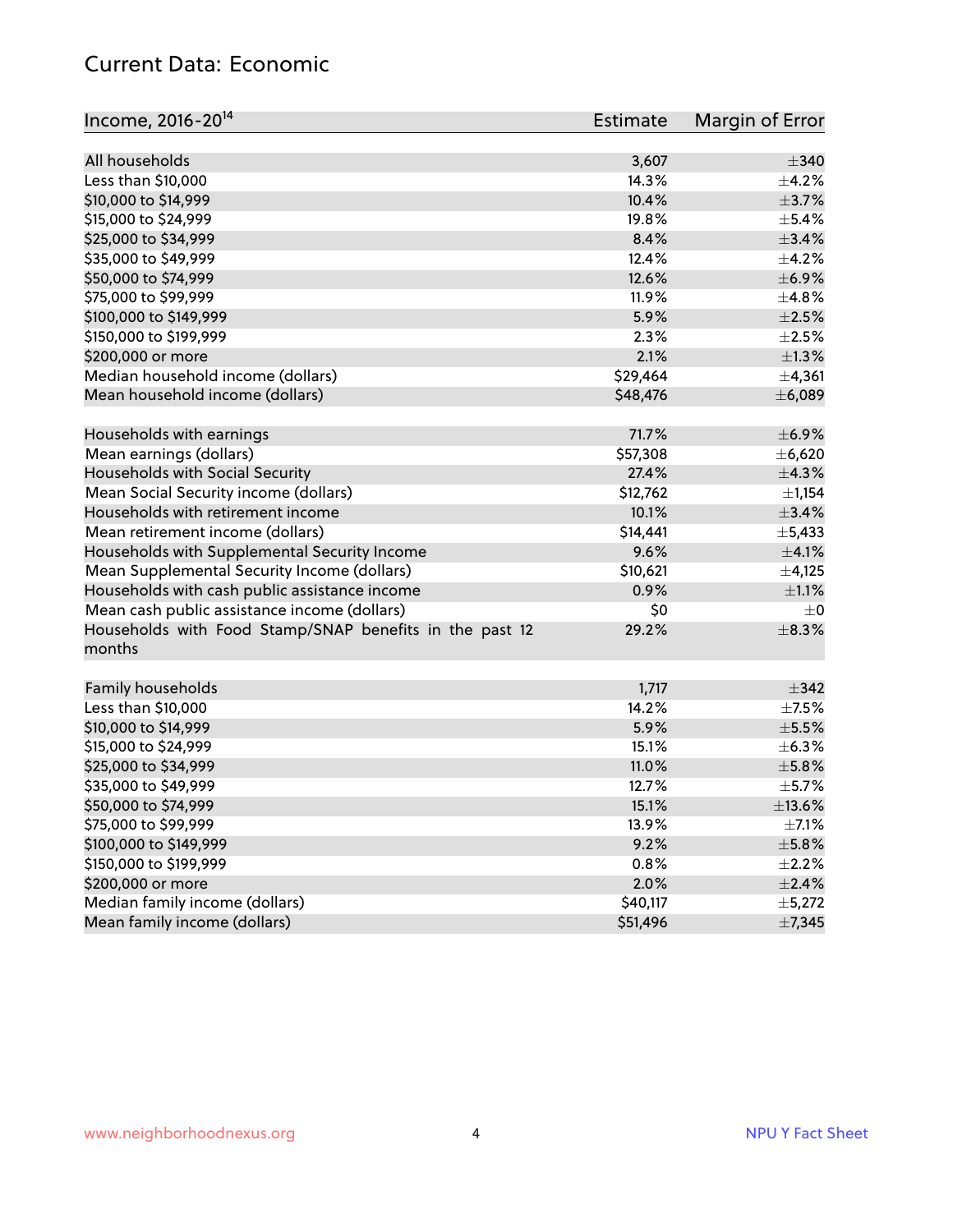# Current Data: Economic

| Income, 2016-20[14] | Estimate | Margin of Error |
|---|---|---|
| All households | 3,607 | ±340 |
| Less than $10,000 | 14.3% | ±4.2% |
| $10,000 to $14,999 | 10.4% | ±3.7% |
| $15,000 to $24,999 | 19.8% | ±5.4% |
| $25,000 to $34,999 | 8.4% | ±3.4% |
| $35,000 to $49,999 | 12.4% | ±4.2% |
| $50,000 to $74,999 | 12.6% | ±6.9% |
| $75,000 to $99,999 | 11.9% | ±4.8% |
| $100,000 to $149,999 | 5.9% | ±2.5% |
| $150,000 to $199,999 | 2.3% | ±2.5% |
| $200,000 or more | 2.1% | ±1.3% |
| Median household income (dollars) | $29,464 | ±4,361 |
| Mean household income (dollars) | $48,476 | ±6,089 |
| | | |
| Households with earnings | 71.7% | ±6.9% |
| Mean earnings (dollars) | $57,308 | ±6,620 |
| Households with Social Security | 27.4% | ±4.3% |
| Mean Social Security income (dollars) | $12,762 | ±1,154 |
| Households with retirement income | 10.1% | ±3.4% |
| Mean retirement income (dollars) | $14,441 | ±5,433 |
| Households with Supplemental Security Income | 9.6% | ±4.1% |
| Mean Supplemental Security Income (dollars) | $10,621 | ±4,125 |
| Households with cash public assistance income | 0.9% | ±1.1% |
| Mean cash public assistance income (dollars) | $0 | ±0 |
| Households with Food Stamp/SNAP benefits in the past 12 months | 29.2% | ±8.3% |
| | | |
| Family households | 1,717 | ±342 |
| Less than $10,000 | 14.2% | ±7.5% |
| $10,000 to $14,999 | 5.9% | ±5.5% |
| $15,000 to $24,999 | 15.1% | ±6.3% |
| $25,000 to $34,999 | 11.0% | ±5.8% |
| $35,000 to $49,999 | 12.7% | ±5.7% |
| $50,000 to $74,999 | 15.1% | ±13.6% |
| $75,000 to $99,999 | 13.9% | ±7.1% |
| $100,000 to $149,999 | 9.2% | ±5.8% |
| $150,000 to $199,999 | 0.8% | ±2.2% |
| $200,000 or more | 2.0% | ±2.4% |
| Median family income (dollars) | $40,117 | ±5,272 |
| Mean family income (dollars) | $51,496 | ±7,345 |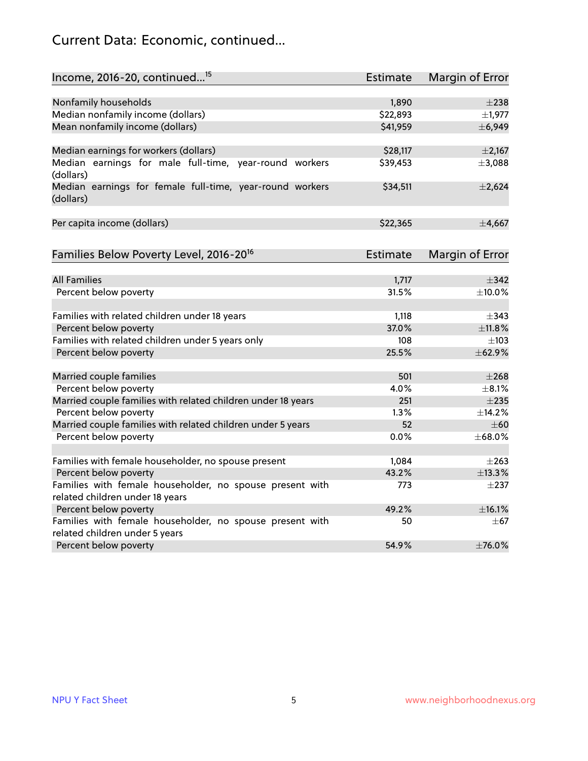## Current Data: Economic, continued...

| Income, 2016-20, continued...[15] | Estimate | Margin of Error |
|---|---|---|
| Nonfamily households | 1,890 | ±238 |
| Median nonfamily income (dollars) | $22,893 | ±1,977 |
| Mean nonfamily income (dollars) | $41,959 | ±6,949 |
| | | |
| Median earnings for workers (dollars) | $28,117 | ±2,167 |
| Median earnings for male full-time, year-round workers (dollars) | $39,453 | ±3,088 |
| Median earnings for female full-time, year-round workers (dollars) | $34,511 | ±2,624 |
| | | |
| Per capita income (dollars) | $22,365 | ±4,667 |

| Families Below Poverty Level, 2016-20[16] | Estimate | Margin of Error |
|---|---|---|
| All Families | 1,717 | ±342 |
| Percent below poverty | 31.5% | ±10.0% |
| | | |
| Families with related children under 18 years | 1,118 | ±343 |
| Percent below poverty | 37.0% | ±11.8% |
| Families with related children under 5 years only | 108 | ±103 |
| Percent below poverty | 25.5% | ±62.9% |
| | | |
| Married couple families | 501 | ±268 |
| Percent below poverty | 4.0% | ±8.1% |
| Married couple families with related children under 18 years | 251 | ±235 |
| Percent below poverty | 1.3% | ±14.2% |
| Married couple families with related children under 5 years | 52 | ±60 |
| Percent below poverty | 0.0% | ±68.0% |
| | | |
| Families with female householder, no spouse present | 1,084 | ±263 |
| Percent below poverty | 43.2% | ±13.3% |
| Families with female householder, no spouse present with related children under 18 years | 773 | ±237 |
| Percent below poverty | 49.2% | ±16.1% |
| Families with female householder, no spouse present with related children under 5 years | 50 | ±67 |
| Percent below poverty | 54.9% | ±76.0% |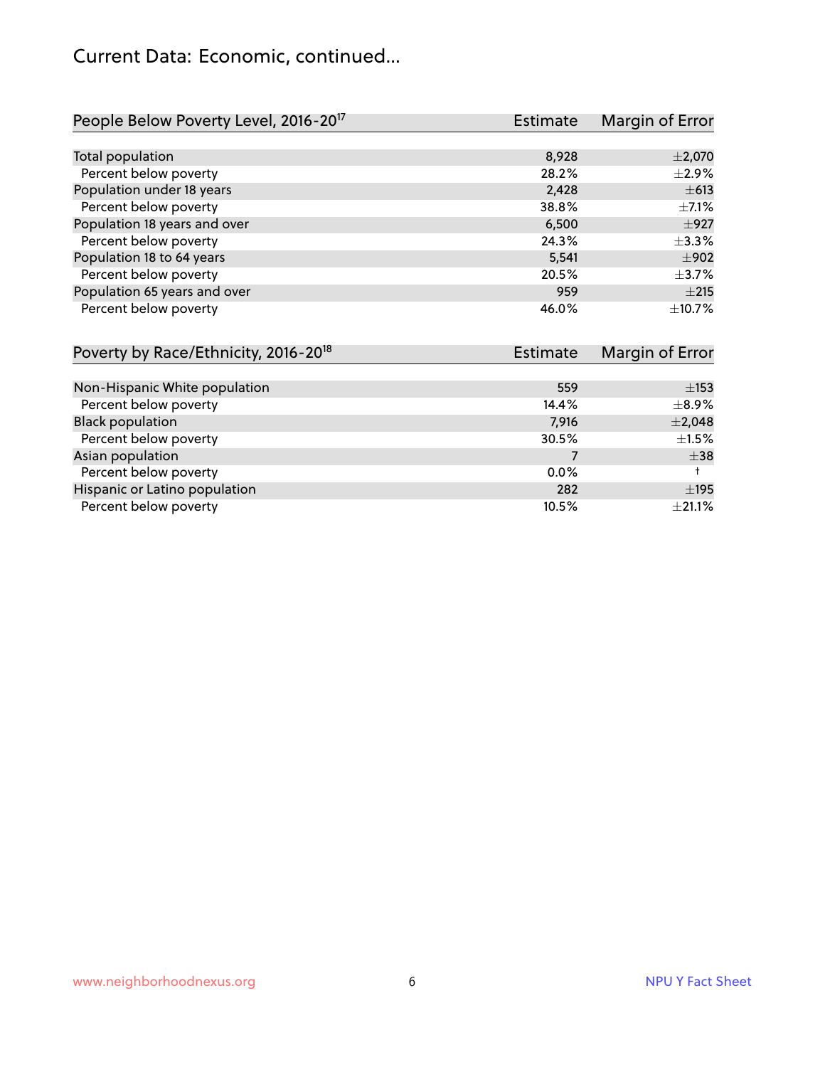## Current Data: Economic, continued...

| People Below Poverty Level, 2016-20[17] | Estimate | Margin of Error |
|---|---|---|
| Total population | 8,928 | ±2,070 |
| Percent below poverty | 28.2% | ±2.9% |
| Population under 18 years | 2,428 | ±613 |
| Percent below poverty | 38.8% | ±7.1% |
| Population 18 years and over | 6,500 | ±927 |
| Percent below poverty | 24.3% | ±3.3% |
| Population 18 to 64 years | 5,541 | ±902 |
| Percent below poverty | 20.5% | ±3.7% |
| Population 65 years and over | 959 | ±215 |
| Percent below poverty | 46.0% | ±10.7% |

| Poverty by Race/Ethnicity, 2016-20[18] | Estimate | Margin of Error |
|---|---|---|
| Non-Hispanic White population | 559 | ±153 |
| Percent below poverty | 14.4% | ±8.9% |
| Black population | 7,916 | ±2,048 |
| Percent below poverty | 30.5% | ±1.5% |
| Asian population | 7 | ±38 |
| Percent below poverty | 0.0% | † |
| Hispanic or Latino population | 282 | ±195 |
| Percent below poverty | 10.5% | ±21.1% |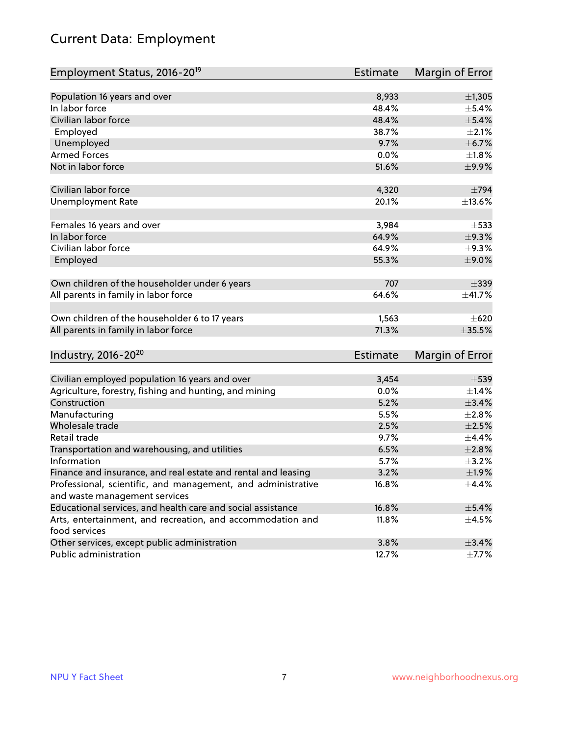# Current Data: Employment

| Employment Status, 2016-20[19] | Estimate | Margin of Error |
|---|---|---|
| Population 16 years and over | 8,933 | ±1,305 |
| In labor force | 48.4% | ±5.4% |
| Civilian labor force | 48.4% | ±5.4% |
| Employed | 38.7% | ±2.1% |
| Unemployed | 9.7% | ±6.7% |
| Armed Forces | 0.0% | ±1.8% |
| Not in labor force | 51.6% | ±9.9% |
| | | |
| Civilian labor force | 4,320 | ±794 |
| Unemployment Rate | 20.1% | ±13.6% |
| | | |
| Females 16 years and over | 3,984 | ±533 |
| In labor force | 64.9% | ±9.3% |
| Civilian labor force | 64.9% | ±9.3% |
| Employed | 55.3% | ±9.0% |
| | | |
| Own children of the householder under 6 years | 707 | ±339 |
| All parents in family in labor force | 64.6% | ±41.7% |
| | | |
| Own children of the householder 6 to 17 years | 1,563 | ±620 |
| All parents in family in labor force | 71.3% | ±35.5% |

| Industry, 2016-20[20] | Estimate | Margin of Error |
|---|---|---|
| Civilian employed population 16 years and over | 3,454 | ±539 |
| Agriculture, forestry, fishing and hunting, and mining | 0.0% | ±1.4% |
| Construction | 5.2% | ±3.4% |
| Manufacturing | 5.5% | ±2.8% |
| Wholesale trade | 2.5% | ±2.5% |
| Retail trade | 9.7% | ±4.4% |
| Transportation and warehousing, and utilities | 6.5% | ±2.8% |
| Information | 5.7% | ±3.2% |
| Finance and insurance, and real estate and rental and leasing | 3.2% | ±1.9% |
| Professional, scientific, and management, and administrative and waste management services | 16.8% | ±4.4% |
| Educational services, and health care and social assistance | 16.8% | ±5.4% |
| Arts, entertainment, and recreation, and accommodation and food services | 11.8% | ±4.5% |
| Other services, except public administration | 3.8% | ±3.4% |
| Public administration | 12.7% | ±7.7% |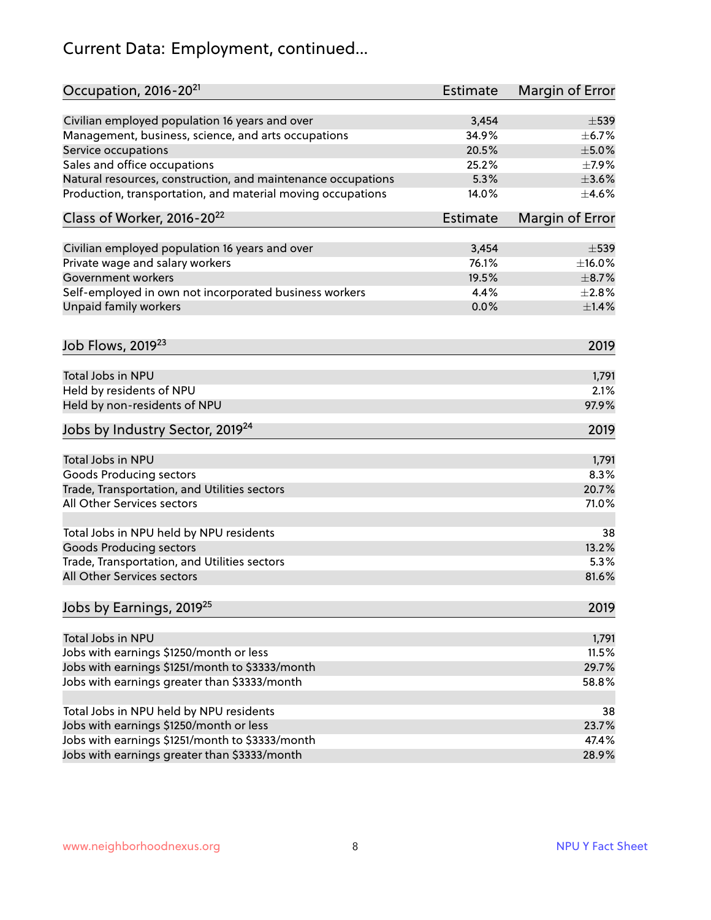# Current Data: Employment, continued...

| Occupation, 2016-20[21] | Estimate | Margin of Error |
|---|---|---|
| Civilian employed population 16 years and over | 3,454 | ±539 |
| Management, business, science, and arts occupations | 34.9% | ±6.7% |
| Service occupations | 20.5% | ±5.0% |
| Sales and office occupations | 25.2% | ±7.9% |
| Natural resources, construction, and maintenance occupations | 5.3% | ±3.6% |
| Production, transportation, and material moving occupations | 14.0% | ±4.6% |

| Class of Worker, 2016-20[22] | Estimate | Margin of Error |
|---|---|---|
| Civilian employed population 16 years and over | 3,454 | ±539 |
| Private wage and salary workers | 76.1% | ±16.0% |
| Government workers | 19.5% | ±8.7% |
| Self-employed in own not incorporated business workers | 4.4% | ±2.8% |
| Unpaid family workers | 0.0% | ±1.4% |

| Job Flows, 2019[23] | 2019 |
|---|---|
| Total Jobs in NPU | 1,791 |
| Held by residents of NPU | 2.1% |
| Held by non-residents of NPU | 97.9% |

| Jobs by Industry Sector, 2019[24] | 2019 |
|---|---|
| Total Jobs in NPU | 1,791 |
| Goods Producing sectors | 8.3% |
| Trade, Transportation, and Utilities sectors | 20.7% |
| All Other Services sectors | 71.0% |
| | |
| Total Jobs in NPU held by NPU residents | 38 |
| Goods Producing sectors | 13.2% |
| Trade, Transportation, and Utilities sectors | 5.3% |
| All Other Services sectors | 81.6% |

| Jobs by Earnings, 2019[25] | 2019 |
|---|---|
| Total Jobs in NPU | 1,791 |
| Jobs with earnings $1250/month or less | 11.5% |
| Jobs with earnings $1251/month to $3333/month | 29.7% |
| Jobs with earnings greater than $3333/month | 58.8% |
| | |
| Total Jobs in NPU held by NPU residents | 38 |
| Jobs with earnings $1250/month or less | 23.7% |
| Jobs with earnings $1251/month to $3333/month | 47.4% |
| Jobs with earnings greater than $3333/month | 28.9% |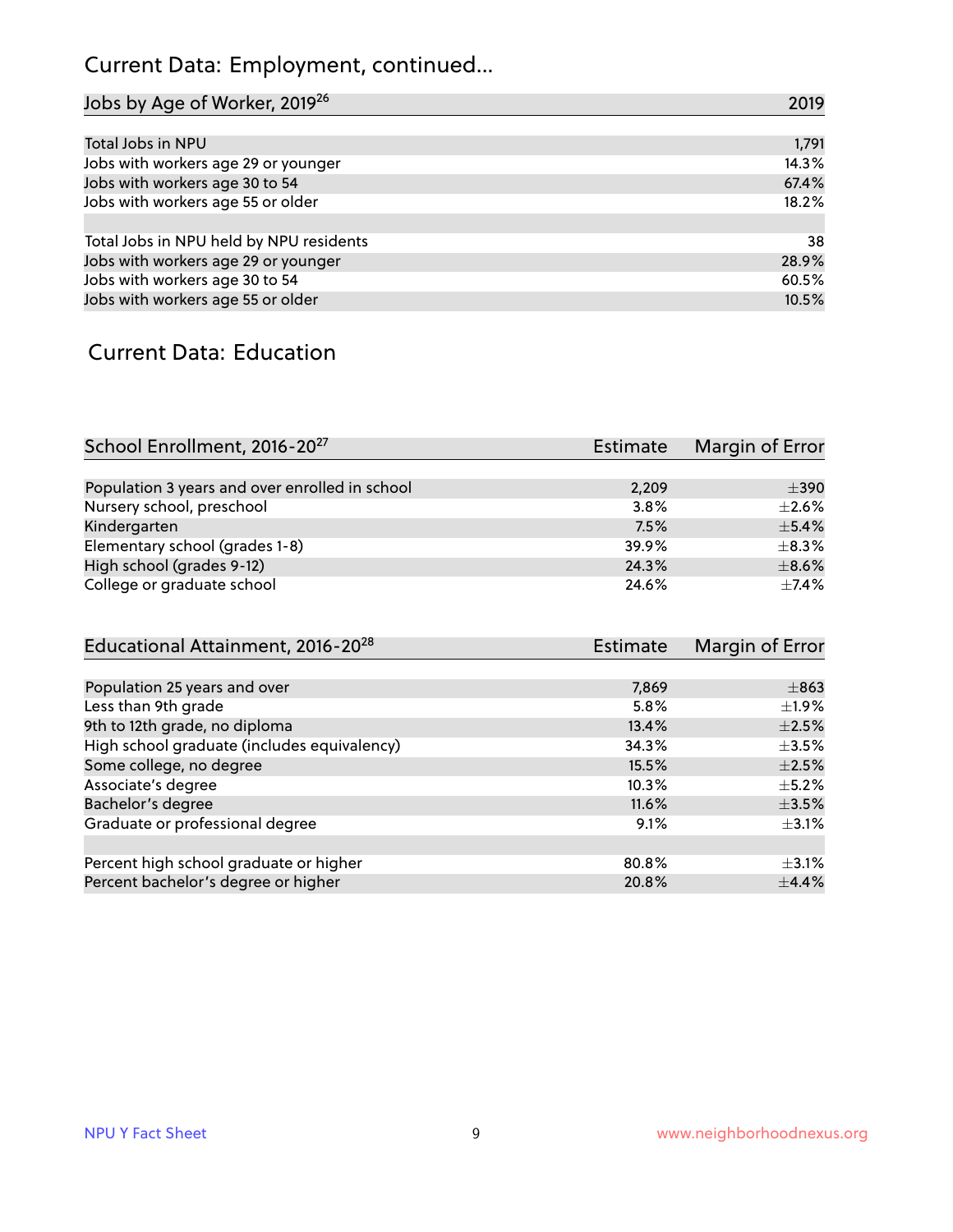# Current Data: Employment, continued...

| Jobs by Age of Worker, 2019[26] | 2019 |
|---|---|
| Total Jobs in NPU | 1,791 |
| Jobs with workers age 29 or younger | 14.3% |
| Jobs with workers age 30 to 54 | 67.4% |
| Jobs with workers age 55 or older | 18.2% |
| | |
| Total Jobs in NPU held by NPU residents | 38 |
| Jobs with workers age 29 or younger | 28.9% |
| Jobs with workers age 30 to 54 | 60.5% |
| Jobs with workers age 55 or older | 10.5% |

# Current Data: Education

| School Enrollment, 2016-20[27] | Estimate | Margin of Error |
|---|---|---|
| Population 3 years and over enrolled in school | 2,209 | ±390 |
| Nursery school, preschool | 3.8% | ±2.6% |
| Kindergarten | 7.5% | ±5.4% |
| Elementary school (grades 1-8) | 39.9% | ±8.3% |
| High school (grades 9-12) | 24.3% | ±8.6% |
| College or graduate school | 24.6% | ±7.4% |

| Educational Attainment, 2016-20[28] | Estimate | Margin of Error |
|---|---|---|
| Population 25 years and over | 7,869 | ±863 |
| Less than 9th grade | 5.8% | ±1.9% |
| 9th to 12th grade, no diploma | 13.4% | ±2.5% |
| High school graduate (includes equivalency) | 34.3% | ±3.5% |
| Some college, no degree | 15.5% | ±2.5% |
| Associate's degree | 10.3% | ±5.2% |
| Bachelor's degree | 11.6% | ±3.5% |
| Graduate or professional degree | 9.1% | ±3.1% |
| | | |
| Percent high school graduate or higher | 80.8% | ±3.1% |
| Percent bachelor's degree or higher | 20.8% | ±4.4% |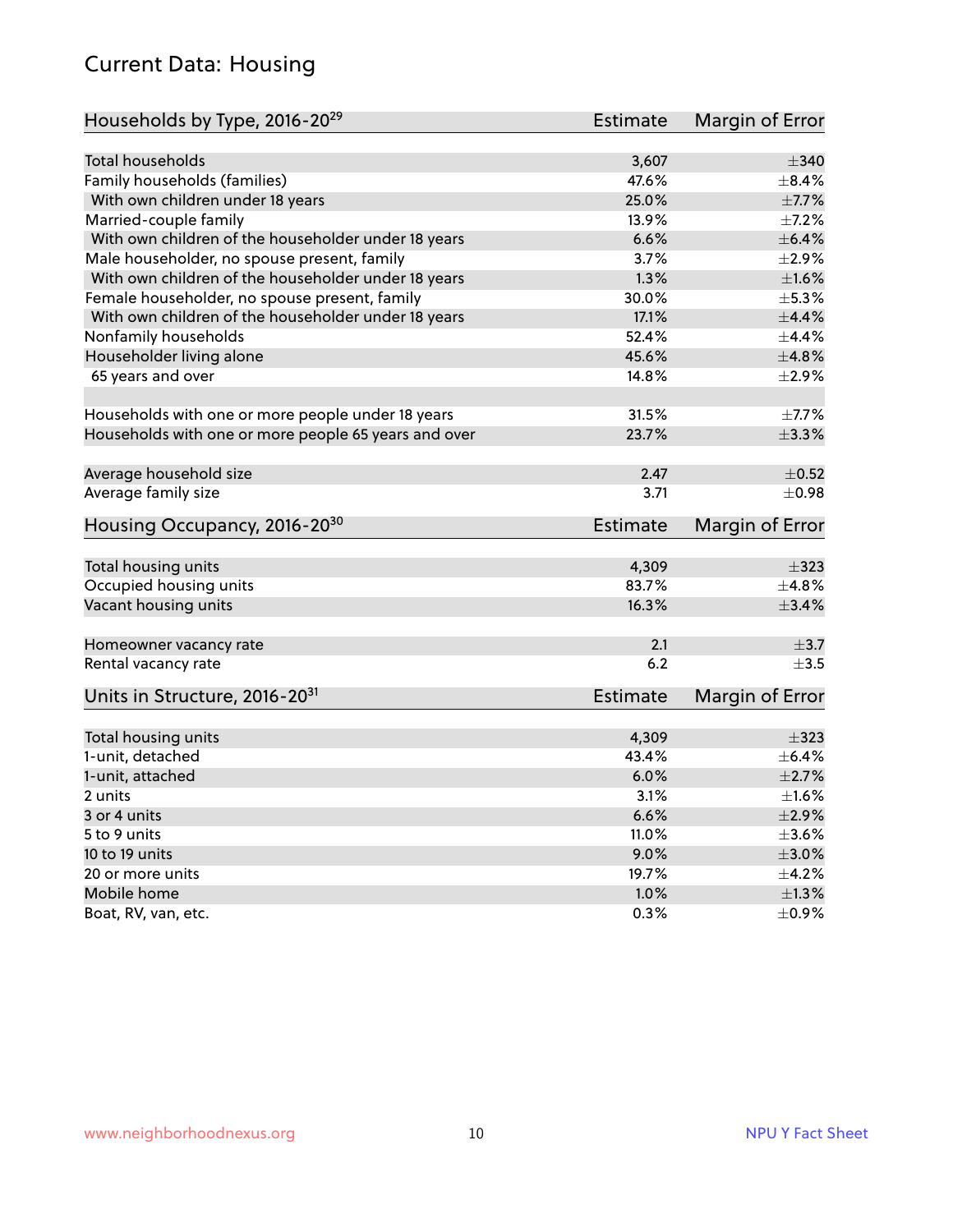## Current Data: Housing

| Households by Type, 2016-20[29] | Estimate | Margin of Error |
|---|---|---|
| Total households | 3,607 | ±340 |
| Family households (families) | 47.6% | ±8.4% |
| With own children under 18 years | 25.0% | ±7.7% |
| Married-couple family | 13.9% | ±7.2% |
| With own children of the householder under 18 years | 6.6% | ±6.4% |
| Male householder, no spouse present, family | 3.7% | ±2.9% |
| With own children of the householder under 18 years | 1.3% | ±1.6% |
| Female householder, no spouse present, family | 30.0% | ±5.3% |
| With own children of the householder under 18 years | 17.1% | ±4.4% |
| Nonfamily households | 52.4% | ±4.4% |
| Householder living alone | 45.6% | ±4.8% |
| 65 years and over | 14.8% | ±2.9% |
| Households with one or more people under 18 years | 31.5% | ±7.7% |
| Households with one or more people 65 years and over | 23.7% | ±3.3% |
| Average household size | 2.47 | ±0.52 |
| Average family size | 3.71 | ±0.98 |

| Housing Occupancy, 2016-20[30] | Estimate | Margin of Error |
|---|---|---|
| Total housing units | 4,309 | ±323 |
| Occupied housing units | 83.7% | ±4.8% |
| Vacant housing units | 16.3% | ±3.4% |
| Homeowner vacancy rate | 2.1 | ±3.7 |
| Rental vacancy rate | 6.2 | ±3.5 |

| Units in Structure, 2016-20[31] | Estimate | Margin of Error |
|---|---|---|
| Total housing units | 4,309 | ±323 |
| 1-unit, detached | 43.4% | ±6.4% |
| 1-unit, attached | 6.0% | ±2.7% |
| 2 units | 3.1% | ±1.6% |
| 3 or 4 units | 6.6% | ±2.9% |
| 5 to 9 units | 11.0% | ±3.6% |
| 10 to 19 units | 9.0% | ±3.0% |
| 20 or more units | 19.7% | ±4.2% |
| Mobile home | 1.0% | ±1.3% |
| Boat, RV, van, etc. | 0.3% | ±0.9% |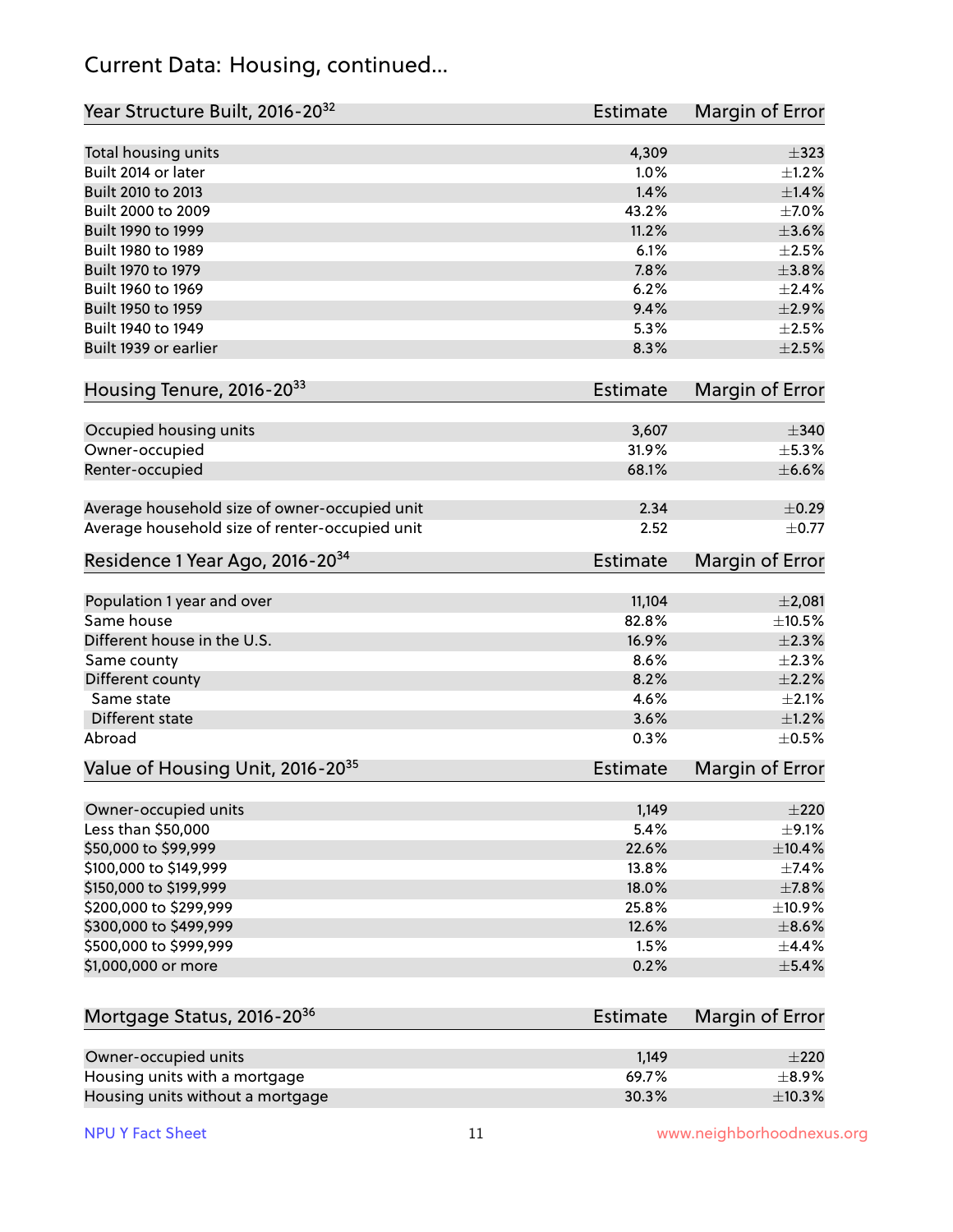# Current Data: Housing, continued...

| Year Structure Built, 2016-20[32] | Estimate | Margin of Error |
|---|---|---|
| Total housing units | 4,309 | ±323 |
| Built 2014 or later | 1.0% | ±1.2% |
| Built 2010 to 2013 | 1.4% | ±1.4% |
| Built 2000 to 2009 | 43.2% | ±7.0% |
| Built 1990 to 1999 | 11.2% | ±3.6% |
| Built 1980 to 1989 | 6.1% | ±2.5% |
| Built 1970 to 1979 | 7.8% | ±3.8% |
| Built 1960 to 1969 | 6.2% | ±2.4% |
| Built 1950 to 1959 | 9.4% | ±2.9% |
| Built 1940 to 1949 | 5.3% | ±2.5% |
| Built 1939 or earlier | 8.3% | ±2.5% |

| Housing Tenure, 2016-20[33] | Estimate | Margin of Error |
|---|---|---|
| Occupied housing units | 3,607 | ±340 |
| Owner-occupied | 31.9% | ±5.3% |
| Renter-occupied | 68.1% | ±6.6% |
| Average household size of owner-occupied unit | 2.34 | ±0.29 |
| Average household size of renter-occupied unit | 2.52 | ±0.77 |

| Residence 1 Year Ago, 2016-20[34] | Estimate | Margin of Error |
|---|---|---|
| Population 1 year and over | 11,104 | ±2,081 |
| Same house | 82.8% | ±10.5% |
| Different house in the U.S. | 16.9% | ±2.3% |
| Same county | 8.6% | ±2.3% |
| Different county | 8.2% | ±2.2% |
| Same state | 4.6% | ±2.1% |
| Different state | 3.6% | ±1.2% |
| Abroad | 0.3% | ±0.5% |

| Value of Housing Unit, 2016-20[35] | Estimate | Margin of Error |
|---|---|---|
| Owner-occupied units | 1,149 | ±220 |
| Less than $50,000 | 5.4% | ±9.1% |
| $50,000 to $99,999 | 22.6% | ±10.4% |
| $100,000 to $149,999 | 13.8% | ±7.4% |
| $150,000 to $199,999 | 18.0% | ±7.8% |
| $200,000 to $299,999 | 25.8% | ±10.9% |
| $300,000 to $499,999 | 12.6% | ±8.6% |
| $500,000 to $999,999 | 1.5% | ±4.4% |
| $1,000,000 or more | 0.2% | ±5.4% |

| Mortgage Status, 2016-20[36] | Estimate | Margin of Error |
|---|---|---|
| Owner-occupied units | 1,149 | ±220 |
| Housing units with a mortgage | 69.7% | ±8.9% |
| Housing units without a mortgage | 30.3% | ±10.3% |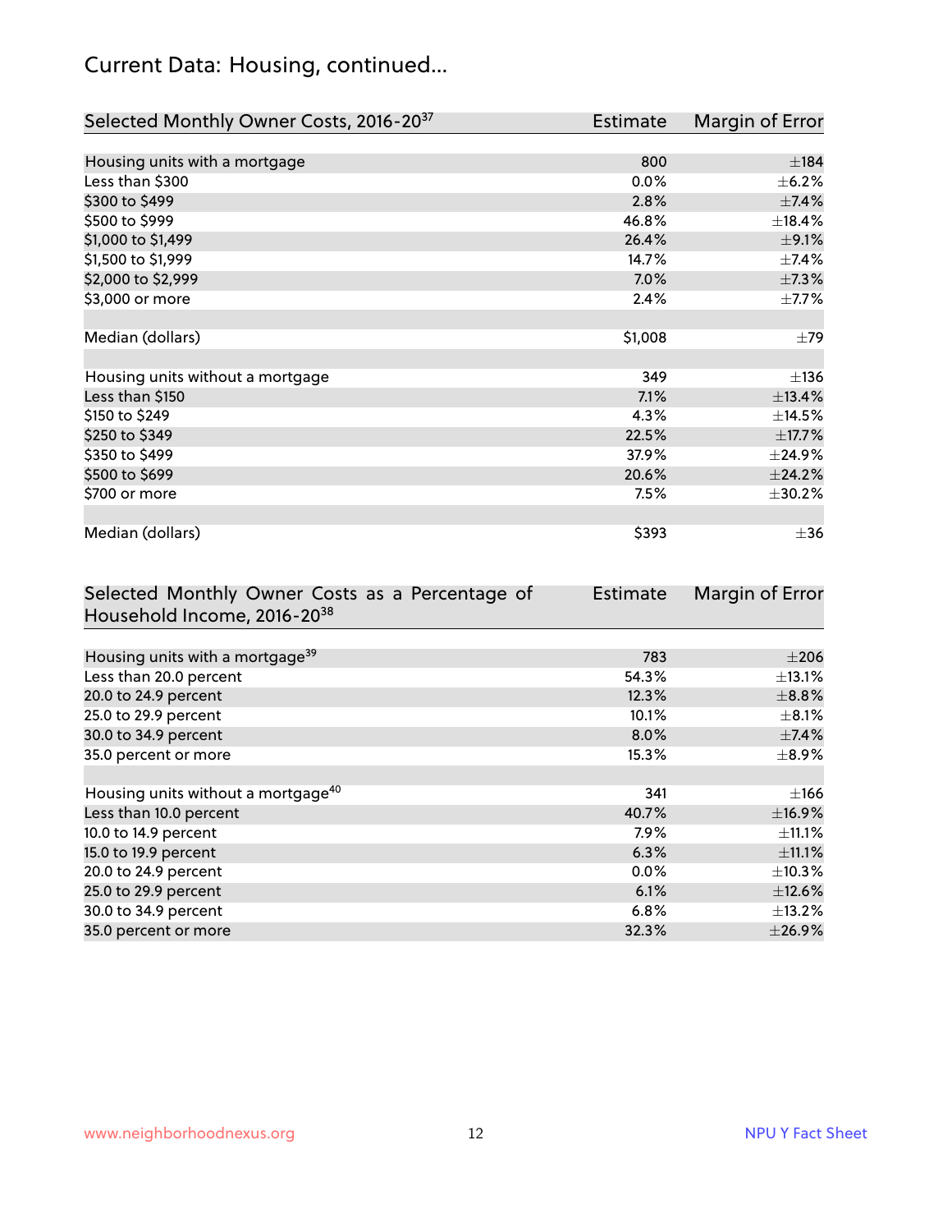## Current Data: Housing, continued...

| Selected Monthly Owner Costs, 2016-20[37] | Estimate | Margin of Error |
|---|---|---|
| Housing units with a mortgage | 800 | ±184 |
| Less than $300 | 0.0% | ±6.2% |
| $300 to $499 | 2.8% | ±7.4% |
| $500 to $999 | 46.8% | ±18.4% |
| $1,000 to $1,499 | 26.4% | ±9.1% |
| $1,500 to $1,999 | 14.7% | ±7.4% |
| $2,000 to $2,999 | 7.0% | ±7.3% |
| $3,000 or more | 2.4% | ±7.7% |
| | | |
| Median (dollars) | $1,008 | ±79 |
| | | |
| Housing units without a mortgage | 349 | ±136 |
| Less than $150 | 7.1% | ±13.4% |
| $150 to $249 | 4.3% | ±14.5% |
| $250 to $349 | 22.5% | ±17.7% |
| $350 to $499 | 37.9% | ±24.9% |
| $500 to $699 | 20.6% | ±24.2% |
| $700 or more | 7.5% | ±30.2% |
| | | |
| Median (dollars) | $393 | ±36 |

| Selected Monthly Owner Costs as a Percentage of Household Income, 2016-20[38] | Estimate | Margin of Error |
|---|---|---|
| Housing units with a mortgage[39] | 783 | ±206 |
| Less than 20.0 percent | 54.3% | ±13.1% |
| 20.0 to 24.9 percent | 12.3% | ±8.8% |
| 25.0 to 29.9 percent | 10.1% | ±8.1% |
| 30.0 to 34.9 percent | 8.0% | ±7.4% |
| 35.0 percent or more | 15.3% | ±8.9% |
| | | |
| Housing units without a mortgage[40] | 341 | ±166 |
| Less than 10.0 percent | 40.7% | ±16.9% |
| 10.0 to 14.9 percent | 7.9% | ±11.1% |
| 15.0 to 19.9 percent | 6.3% | ±11.1% |
| 20.0 to 24.9 percent | 0.0% | ±10.3% |
| 25.0 to 29.9 percent | 6.1% | ±12.6% |
| 30.0 to 34.9 percent | 6.8% | ±13.2% |
| 35.0 percent or more | 32.3% | ±26.9% |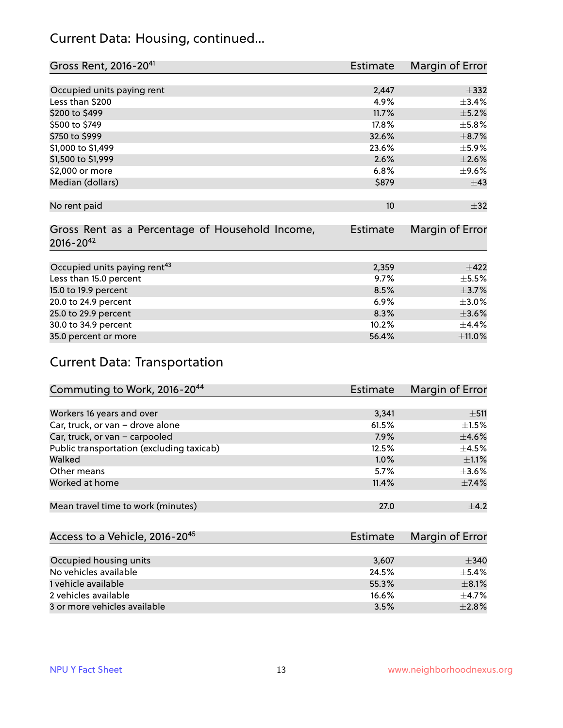## Current Data: Housing, continued...

| Gross Rent, 2016-20[41] | Estimate | Margin of Error |
|---|---|---|
| Occupied units paying rent | 2,447 | ±332 |
| Less than $200 | 4.9% | ±3.4% |
| $200 to $499 | 11.7% | ±5.2% |
| $500 to $749 | 17.8% | ±5.8% |
| $750 to $999 | 32.6% | ±8.7% |
| $1,000 to $1,499 | 23.6% | ±5.9% |
| $1,500 to $1,999 | 2.6% | ±2.6% |
| $2,000 or more | 6.8% | ±9.6% |
| Median (dollars) | $879 | ±43 |
| No rent paid | 10 | ±32 |

| Gross Rent as a Percentage of Household Income, 2016-20[42] | Estimate | Margin of Error |
|---|---|---|
| Occupied units paying rent[43] | 2,359 | ±422 |
| Less than 15.0 percent | 9.7% | ±5.5% |
| 15.0 to 19.9 percent | 8.5% | ±3.7% |
| 20.0 to 24.9 percent | 6.9% | ±3.0% |
| 25.0 to 29.9 percent | 8.3% | ±3.6% |
| 30.0 to 34.9 percent | 10.2% | ±4.4% |
| 35.0 percent or more | 56.4% | ±11.0% |

## Current Data: Transportation

| Commuting to Work, 2016-20[44] | Estimate | Margin of Error |
|---|---|---|
| Workers 16 years and over | 3,341 | ±511 |
| Car, truck, or van – drove alone | 61.5% | ±1.5% |
| Car, truck, or van – carpooled | 7.9% | ±4.6% |
| Public transportation (excluding taxicab) | 12.5% | ±4.5% |
| Walked | 1.0% | ±1.1% |
| Other means | 5.7% | ±3.6% |
| Worked at home | 11.4% | ±7.4% |
| Mean travel time to work (minutes) | 27.0 | ±4.2 |

| Access to a Vehicle, 2016-20[45] | Estimate | Margin of Error |
|---|---|---|
| Occupied housing units | 3,607 | ±340 |
| No vehicles available | 24.5% | ±5.4% |
| 1 vehicle available | 55.3% | ±8.1% |
| 2 vehicles available | 16.6% | ±4.7% |
| 3 or more vehicles available | 3.5% | ±2.8% |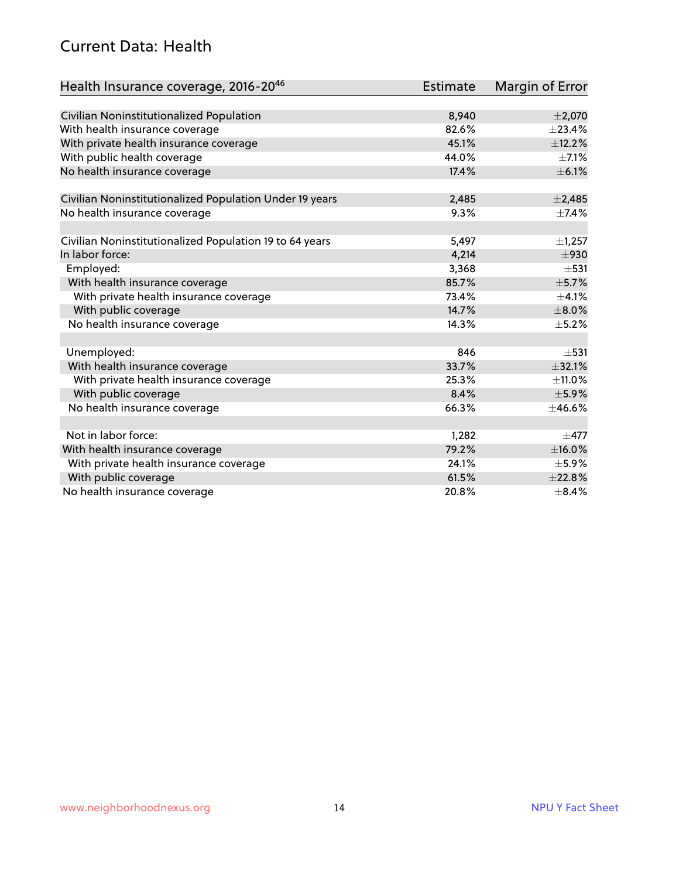# Current Data: Health

| Health Insurance coverage, 2016-20[46] | Estimate | Margin of Error |
|---|---|---|
| Civilian Noninstitutionalized Population | 8,940 | ±2,070 |
| With health insurance coverage | 82.6% | ±23.4% |
| With private health insurance coverage | 45.1% | ±12.2% |
| With public health coverage | 44.0% | ±7.1% |
| No health insurance coverage | 17.4% | ±6.1% |
| | | |
| Civilian Noninstitutionalized Population Under 19 years | 2,485 | ±2,485 |
| No health insurance coverage | 9.3% | ±7.4% |
| | | |
| Civilian Noninstitutionalized Population 19 to 64 years | 5,497 | ±1,257 |
| In labor force: | 4,214 | ±930 |
| Employed: | 3,368 | ±531 |
| With health insurance coverage | 85.7% | ±5.7% |
| With private health insurance coverage | 73.4% | ±4.1% |
| With public coverage | 14.7% | ±8.0% |
| No health insurance coverage | 14.3% | ±5.2% |
| | | |
| Unemployed: | 846 | ±531 |
| With health insurance coverage | 33.7% | ±32.1% |
| With private health insurance coverage | 25.3% | ±11.0% |
| With public coverage | 8.4% | ±5.9% |
| No health insurance coverage | 66.3% | ±46.6% |
| | | |
| Not in labor force: | 1,282 | ±477 |
| With health insurance coverage | 79.2% | ±16.0% |
| With private health insurance coverage | 24.1% | ±5.9% |
| With public coverage | 61.5% | ±22.8% |
| No health insurance coverage | 20.8% | ±8.4% |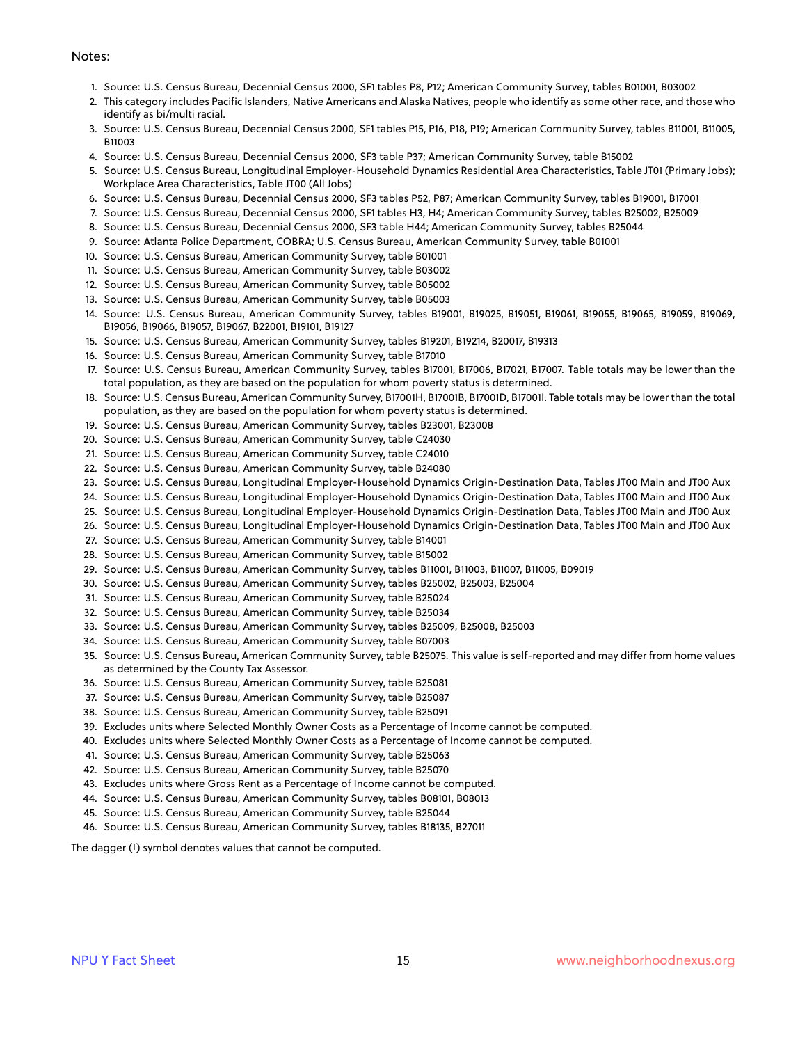Notes:

1. Source: U.S. Census Bureau, Decennial Census 2000, SF1 tables P8, P12; American Community Survey, tables B01001, B03002
2. This category includes Pacific Islanders, Native Americans and Alaska Natives, people who identify as some other race, and those who identify as bi/multi racial.
3. Source: U.S. Census Bureau, Decennial Census 2000, SF1 tables P15, P16, P18, P19; American Community Survey, tables B11001, B11005, B11003
4. Source: U.S. Census Bureau, Decennial Census 2000, SF3 table P37; American Community Survey, table B15002
5. Source: U.S. Census Bureau, Longitudinal Employer-Household Dynamics Residential Area Characteristics, Table JT01 (Primary Jobs); Workplace Area Characteristics, Table JT00 (All Jobs)
6. Source: U.S. Census Bureau, Decennial Census 2000, SF3 tables P52, P87; American Community Survey, tables B19001, B17001
7. Source: U.S. Census Bureau, Decennial Census 2000, SF1 tables H3, H4; American Community Survey, tables B25002, B25009
8. Source: U.S. Census Bureau, Decennial Census 2000, SF3 table H44; American Community Survey, tables B25044
9. Source: Atlanta Police Department, COBRA; U.S. Census Bureau, American Community Survey, table B01001
10. Source: U.S. Census Bureau, American Community Survey, table B01001
11. Source: U.S. Census Bureau, American Community Survey, table B03002
12. Source: U.S. Census Bureau, American Community Survey, table B05002
13. Source: U.S. Census Bureau, American Community Survey, table B05003
14. Source: U.S. Census Bureau, American Community Survey, tables B19001, B19025, B19051, B19061, B19055, B19065, B19059, B19069, B19056, B19066, B19057, B19067, B22001, B19101, B19127
15. Source: U.S. Census Bureau, American Community Survey, tables B19201, B19214, B20017, B19313
16. Source: U.S. Census Bureau, American Community Survey, table B17010
17. Source: U.S. Census Bureau, American Community Survey, tables B17001, B17006, B17021, B17007. Table totals may be lower than the total population, as they are based on the population for whom poverty status is determined.
18. Source: U.S. Census Bureau, American Community Survey, B17001H, B17001B, B17001D, B17001I. Table totals may be lower than the total population, as they are based on the population for whom poverty status is determined.
19. Source: U.S. Census Bureau, American Community Survey, tables B23001, B23008
20. Source: U.S. Census Bureau, American Community Survey, table C24030
21. Source: U.S. Census Bureau, American Community Survey, table C24010
22. Source: U.S. Census Bureau, American Community Survey, table B24080
23. Source: U.S. Census Bureau, Longitudinal Employer-Household Dynamics Origin-Destination Data, Tables JT00 Main and JT00 Aux
24. Source: U.S. Census Bureau, Longitudinal Employer-Household Dynamics Origin-Destination Data, Tables JT00 Main and JT00 Aux
25. Source: U.S. Census Bureau, Longitudinal Employer-Household Dynamics Origin-Destination Data, Tables JT00 Main and JT00 Aux
26. Source: U.S. Census Bureau, Longitudinal Employer-Household Dynamics Origin-Destination Data, Tables JT00 Main and JT00 Aux
27. Source: U.S. Census Bureau, American Community Survey, table B14001
28. Source: U.S. Census Bureau, American Community Survey, table B15002
29. Source: U.S. Census Bureau, American Community Survey, tables B11001, B11003, B11007, B11005, B09019
30. Source: U.S. Census Bureau, American Community Survey, tables B25002, B25003, B25004
31. Source: U.S. Census Bureau, American Community Survey, table B25024
32. Source: U.S. Census Bureau, American Community Survey, table B25034
33. Source: U.S. Census Bureau, American Community Survey, tables B25009, B25008, B25003
34. Source: U.S. Census Bureau, American Community Survey, table B07003
35. Source: U.S. Census Bureau, American Community Survey, table B25075. This value is self-reported and may differ from home values as determined by the County Tax Assessor.
36. Source: U.S. Census Bureau, American Community Survey, table B25081
37. Source: U.S. Census Bureau, American Community Survey, table B25087
38. Source: U.S. Census Bureau, American Community Survey, table B25091
39. Excludes units where Selected Monthly Owner Costs as a Percentage of Income cannot be computed.
40. Excludes units where Selected Monthly Owner Costs as a Percentage of Income cannot be computed.
41. Source: U.S. Census Bureau, American Community Survey, table B25063
42. Source: U.S. Census Bureau, American Community Survey, table B25070
43. Excludes units where Gross Rent as a Percentage of Income cannot be computed.
44. Source: U.S. Census Bureau, American Community Survey, tables B08101, B08013
45. Source: U.S. Census Bureau, American Community Survey, table B25044
46. Source: U.S. Census Bureau, American Community Survey, tables B18135, B27011

The dagger (†) symbol denotes values that cannot be computed.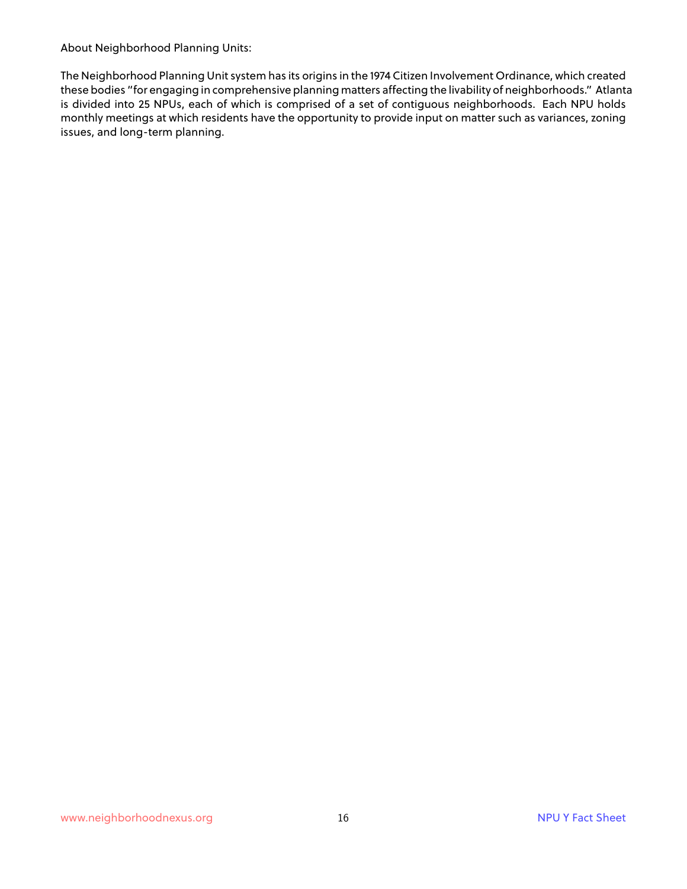About Neighborhood Planning Units:

The Neighborhood Planning Unit system has its origins in the 1974 Citizen Involvement Ordinance, which created these bodies "for engaging in comprehensive planning matters affecting the livability of neighborhoods." Atlanta is divided into 25 NPUs, each of which is comprised of a set of contiguous neighborhoods. Each NPU holds monthly meetings at which residents have the opportunity to provide input on matter such as variances, zoning issues, and long-term planning.